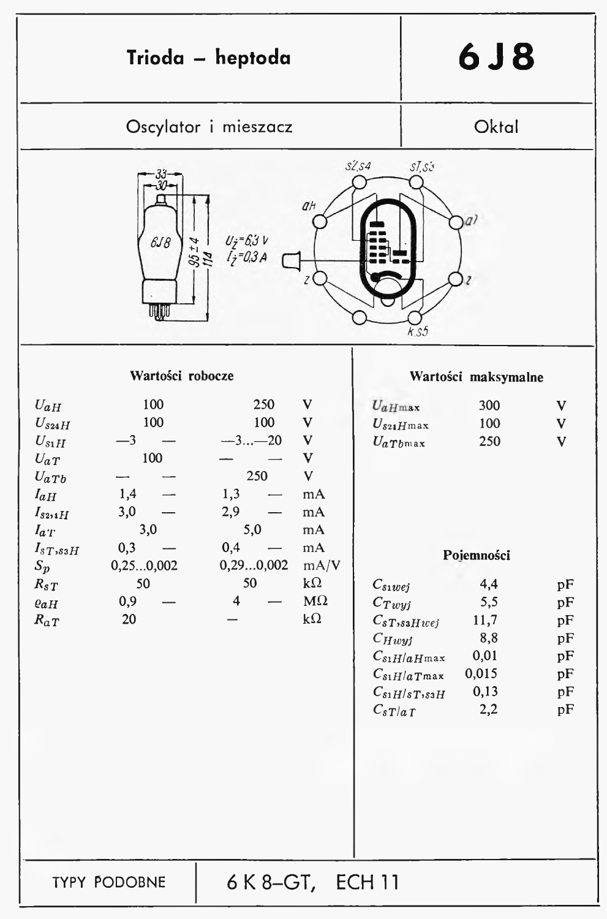# Trioda – heptoda

# 6 J 8

Oscylator i mieszacz — Oktal

$U_ż = 6{,}3$ V
$I_ż = 0{,}3$ A

## Wartości robocze

| | | | | | |
|---|---|---|---|---|---|
| $U_{aH}$ | 100 | | 250 | | V |
| $U_{s24H}$ | 100 | | 100 | | V |
| $U_{s1H}$ | —3 | — | —3...—20 | | V |
| $U_{aT}$ | 100 | | — | — | V |
| $U_{aTb}$ | — | — | 250 | | V |
| $I_{aH}$ | 1,4 | — | 1,3 | — | mA |
| $I_{s2,4H}$ | 3,0 | — | 2,9 | — | mA |
| $I_{aT}$ | 3,0 | | 5,0 | | mA |
| $I_{sT,s3H}$ | 0,3 | — | 0,4 | — | mA |
| $S_p$ | 0,25...0,002 | | 0,29...0,002 | | mA/V |
| $R_{sT}$ | 50 | | 50 | | kΩ |
| $\varrho_{aH}$ | 0,9 | — | 4 | — | MΩ |
| $R_{aT}$ | 20 | | — | | kΩ |

## Wartości maksymalne

| | | |
|---|---|---|
| $U_{aH\max}$ | 300 | V |
| $U_{s24H\max}$ | 100 | V |
| $U_{aTb\max}$ | 250 | V |

## Pojemności

| | | |
|---|---|---|
| $C_{s1wej}$ | 4,4 | pF |
| $C_{Twyj}$ | 5,5 | pF |
| $C_{sT,s3Hwej}$ | 11,7 | pF |
| $C_{Hwyj}$ | 8,8 | pF |
| $C_{s1H/aH\max}$ | 0,01 | pF |
| $C_{s1H/aT\max}$ | 0,015 | pF |
| $C_{s1H/sT,s3H}$ | 0,13 | pF |
| $C_{sT/aT}$ | 2,2 | pF |

TYPY PODOBNE: 6 K 8–GT, ECH 11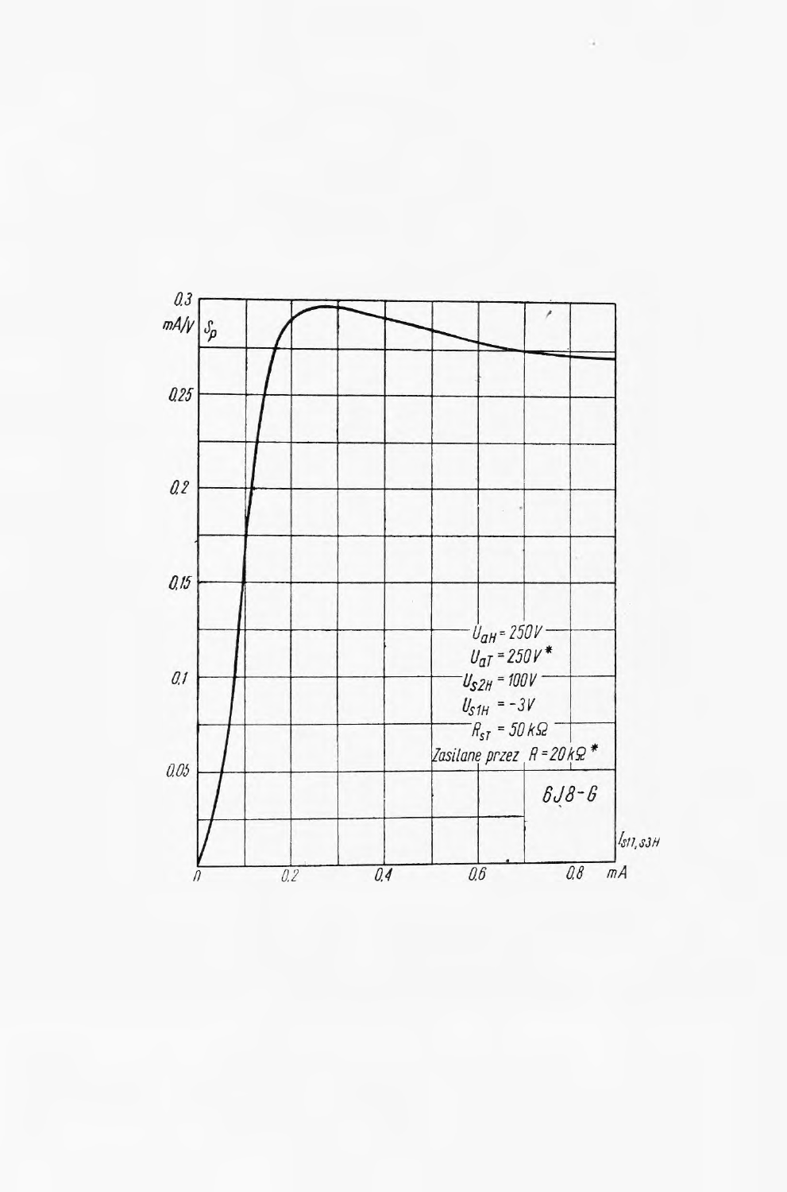0,3
mA/V
$S_p$

0,25

0,2

0,15

0,1

0,05

0
0,2
0,4
0,6
0,8
mA

$I_{s11, s3H}$

$U_{aH} = 250V$
$U_{aT} = 250V$ *
$U_{s2H} = 100V$
$U_{s1H} = -3V$
$R_{sT} = 50 k\Omega$
Zasilane przez $R = 20 k\Omega$ *

6J8-G